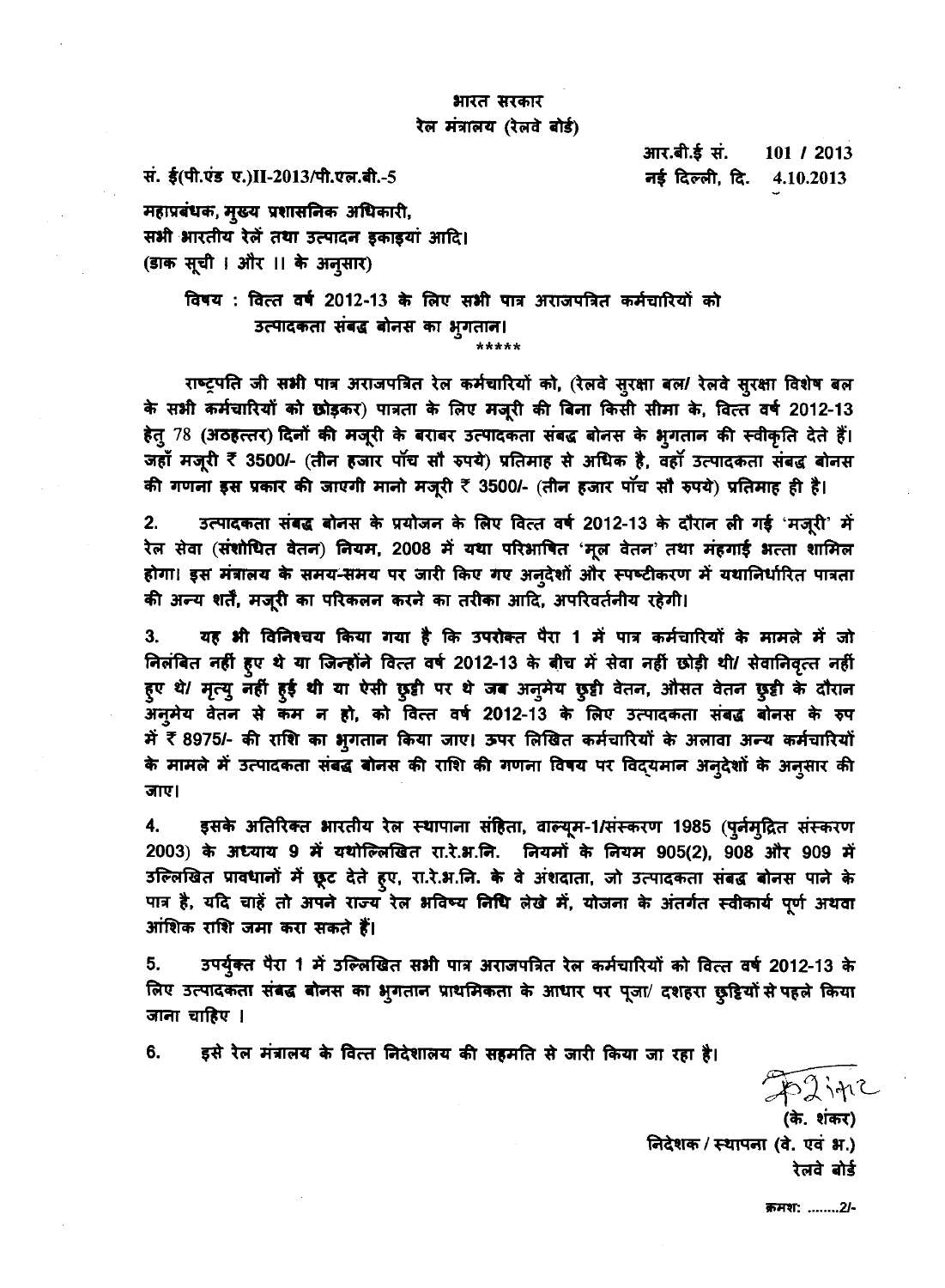भारत सरकार
रेल मंत्रालय (रेलवे बोर्ड)

आर.बी.ई सं. 101 / 2013

सं. ई(पी.एंड ए.)II-2013/पी.एल.बी.-5

नई दिल्ली, दि. 4.10.2013

महाप्रबंधक, मुख्य प्रशासनिक अधिकारी,
सभी भारतीय रेलें तथा उत्पादन इकाइयां आदि।
(डाक सूची । और ।। के अनुसार)

**विषय : वित्त वर्ष 2012-13 के लिए सभी पात्र अराजपत्रित कर्मचारियों को उत्पादकता संबद्ध बोनस का भुगतान।**

\*\*\*\*\*

राष्ट्रपति जी सभी पात्र अराजपत्रित रेल कर्मचारियों को, (रेलवे सुरक्षा बल/ रेलवे सुरक्षा विशेष बल के सभी कर्मचारियों को छोड़कर) पात्रता के लिए मजूरी की बिना किसी सीमा के, वित्त वर्ष 2012-13 हेतु 78 (अठहत्तर) दिनों की मजूरी के बराबर उत्पादकता संबद्ध बोनस के भुगतान की स्वीकृति देते हैं। जहाँ मजूरी ₹ 3500/- (तीन हजार पॉच सौ रुपये) प्रतिमाह से अधिक है, वहाँ उत्पादकता संबद्ध बोनस की गणना इस प्रकार की जाएगी मानो मजूरी ₹ 3500/- (तीन हजार पॉच सौ रुपये) प्रतिमाह ही है।

2. उत्पादकता संबद्ध बोनस के प्रयोजन के लिए वित्त वर्ष 2012-13 के दौरान ली गई 'मजूरी' में रेल सेवा (संशोधित वेतन) नियम, 2008 में यथा परिभाषित 'मूल वेतन' तथा मंहगाई भत्ता शामिल होगा। इस मंत्रालय के समय-समय पर जारी किए गए अनुदेशों और स्पष्टीकरण में यथानिर्धारित पात्रता की अन्य शर्तें, मजूरी का परिकलन करने का तरीका आदि, अपरिवर्तनीय रहेगी।

3. यह भी विनिश्चय किया गया है कि उपरोक्त पैरा 1 में पात्र कर्मचारियों के मामले में जो निलंबित नहीं हुए थे या जिन्होंने वित्त वर्ष 2012-13 के बीच में सेवा नहीं छोड़ी थी/ सेवानिवृत्त नहीं हुए थे/ मृत्यु नहीं हुई थी या ऐसी छुट्टी पर थे जब अनुमेय छुट्टी वेतन, औसत वेतन छुट्टी के दौरान अनुमेय वेतन से कम न हो, को वित्त वर्ष 2012-13 के लिए उत्पादकता संबद्ध बोनस के रुप में ₹ 8975/- की राशि का भुगतान किया जाए। ऊपर लिखित कर्मचारियों के अलावा अन्य कर्मचारियों के मामले में उत्पादकता संबद्ध बोनस की राशि की गणना विषय पर विद्यमान अनुदेशों के अनुसार की जाए।

4. इसके अतिरिक्त भारतीय रेल स्थापना संहिता, वाल्यूम-1/संस्करण 1985 (पुर्नमुद्रित संस्करण 2003) के अध्याय 9 में यथोल्लिखित रा.रे.भ.नि. नियमों के नियम 905(2), 908 और 909 में उल्लिखित प्रावधानों में छूट देते हुए, रा.रे.भ.नि. के वे अंशदाता, जो उत्पादकता संबद्ध बोनस पाने के पात्र है, यदि चाहें तो अपने राज्य रेल भविष्य निधि लेखे में, योजना के अंतर्गत स्वीकार्य पूर्ण अथवा आंशिक राशि जमा करा सकते हैं।

5. उपर्युक्त पैरा 1 में उल्लिखित सभी पात्र अराजपत्रित रेल कर्मचारियों को वित्त वर्ष 2012-13 के लिए उत्पादकता संबद्ध बोनस का भुगतान प्राथमिकता के आधार पर पूजा/ दशहरा छुट्टियों से पहले किया जाना चाहिए ।

6. इसे रेल मंत्रालय के वित्त निदेशालय की सहमति से जारी किया जा रहा है।

(के. शंकर)
निदेशक / स्थापना (वे. एवं भ.)
रेलवे बोर्ड

क्रमश: ........2/-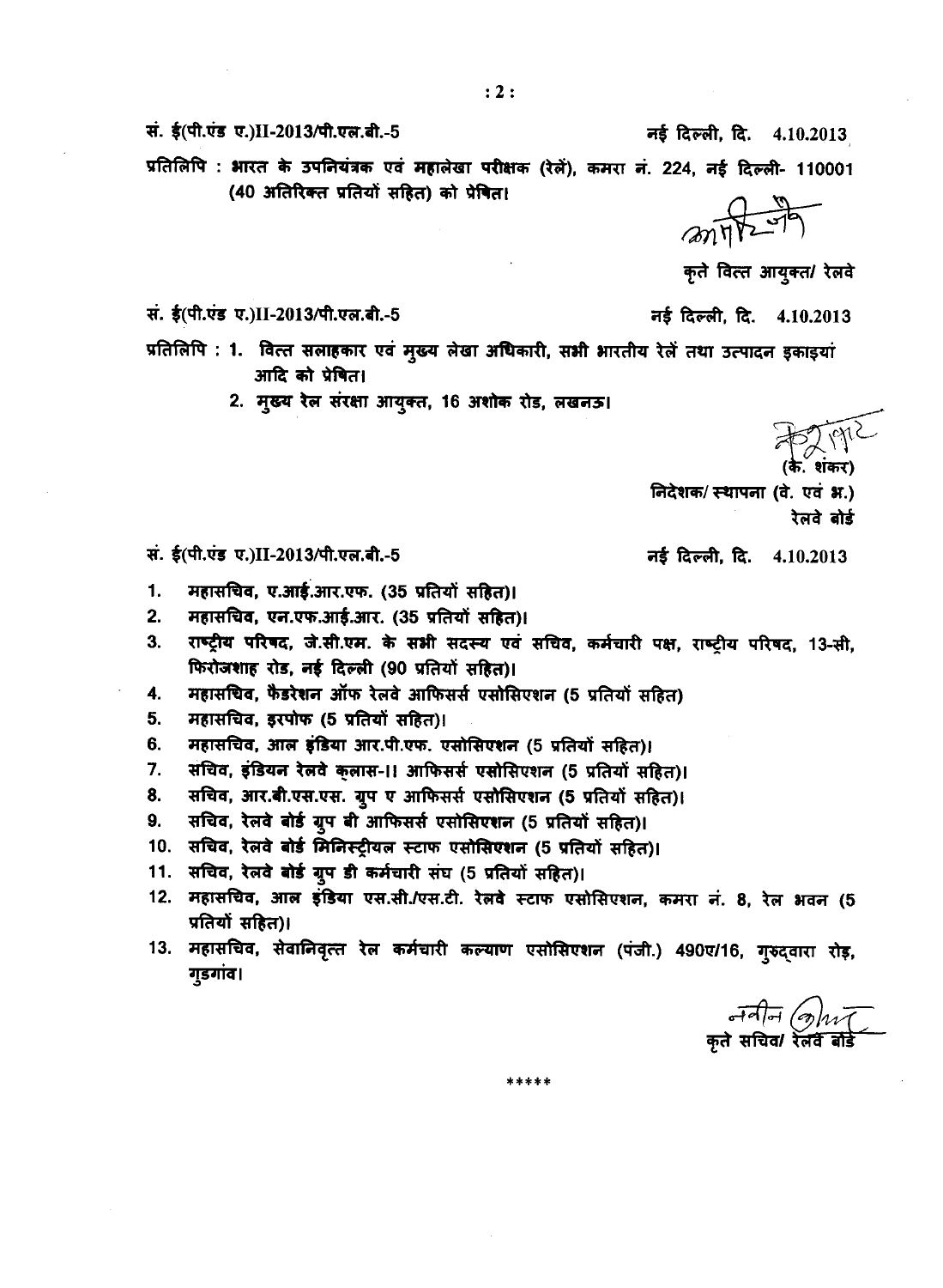सं. ई(पी.एंड ए.)II-2013/पी.एल.बी.-5 नई दिल्ली, दि. 4.10.2013

प्रतिलिपि : भारत के उपनियंत्रक एवं महालेखा परीक्षक (रेलें), कमरा नं. 224, नई दिल्ली- 110001 (40 अतिरिक्त प्रतियों सहित) को प्रेषित।

कृते वित्त आयुक्त/ रेलवे

सं. ई(पी.एंड ए.)II-2013/पी.एल.बी.-5 नई दिल्ली, दि. 4.10.2013

प्रतिलिपि : 1. वित्त सलाहकार एवं मुख्य लेखा अधिकारी, सभी भारतीय रेलें तथा उत्पादन इकाइयां आदि को प्रेषित।

2. मुख्य रेल संरक्षा आयुक्त, 16 अशोक रोड, लखनऊ।

(के. शंकर)
निदेशक/ स्थापना (वे. एवं भ.)
रेलवे बोर्ड

सं. ई(पी.एंड ए.)II-2013/पी.एल.बी.-5 नई दिल्ली, दि. 4.10.2013

1. महासचिव, ए.आई.आर.एफ. (35 प्रतियों सहित)।
2. महासचिव, एन.एफ.आई.आर. (35 प्रतियों सहित)।
3. राष्ट्रीय परिषद, जे.सी.एम. के सभी सदस्य एवं सचिव, कर्मचारी पक्ष, राष्ट्रीय परिषद, 13-सी, फिरोजशाह रोड, नई दिल्ली (90 प्रतियों सहित)।
4. महासचिव, फैडरेशन ऑफ रेलवे आफिसर्स एसोसिएशन (5 प्रतियों सहित)
5. महासचिव, इरपोफ (5 प्रतियों सहित)।
6. महासचिव, आल इंडिया आर.पी.एफ. एसोसिएशन (5 प्रतियों सहित)।
7. सचिव, इंडियन रेलवे क्लास-।। आफिसर्स एसोसिएशन (5 प्रतियों सहित)।
8. सचिव, आर.बी.एस.एस. ग्रुप ए आफिसर्स एसोसिएशन (5 प्रतियों सहित)।
9. सचिव, रेलवे बोर्ड ग्रुप बी आफिसर्स एसोसिएशन (5 प्रतियों सहित)।
10. सचिव, रेलवे बोर्ड मिनिस्ट्रीयल स्टाफ एसोसिएशन (5 प्रतियों सहित)।
11. सचिव, रेलवे बोर्ड ग्रुप डी कर्मचारी संघ (5 प्रतियों सहित)।
12. महासचिव, आल इंडिया एस.सी./एस.टी. रेलवे स्टाफ एसोसिएशन, कमरा नं. 8, रेल भवन (5 प्रतियों सहित)।
13. महासचिव, सेवानिवृत्त रेल कर्मचारी कल्याण एसोसिएशन (पंजी.) 490ए/16, गुरुद्वारा रोड़, गुडगांव।

नवीन
कृते सचिव/ रेलवे बोर्ड

\*\*\*\*\*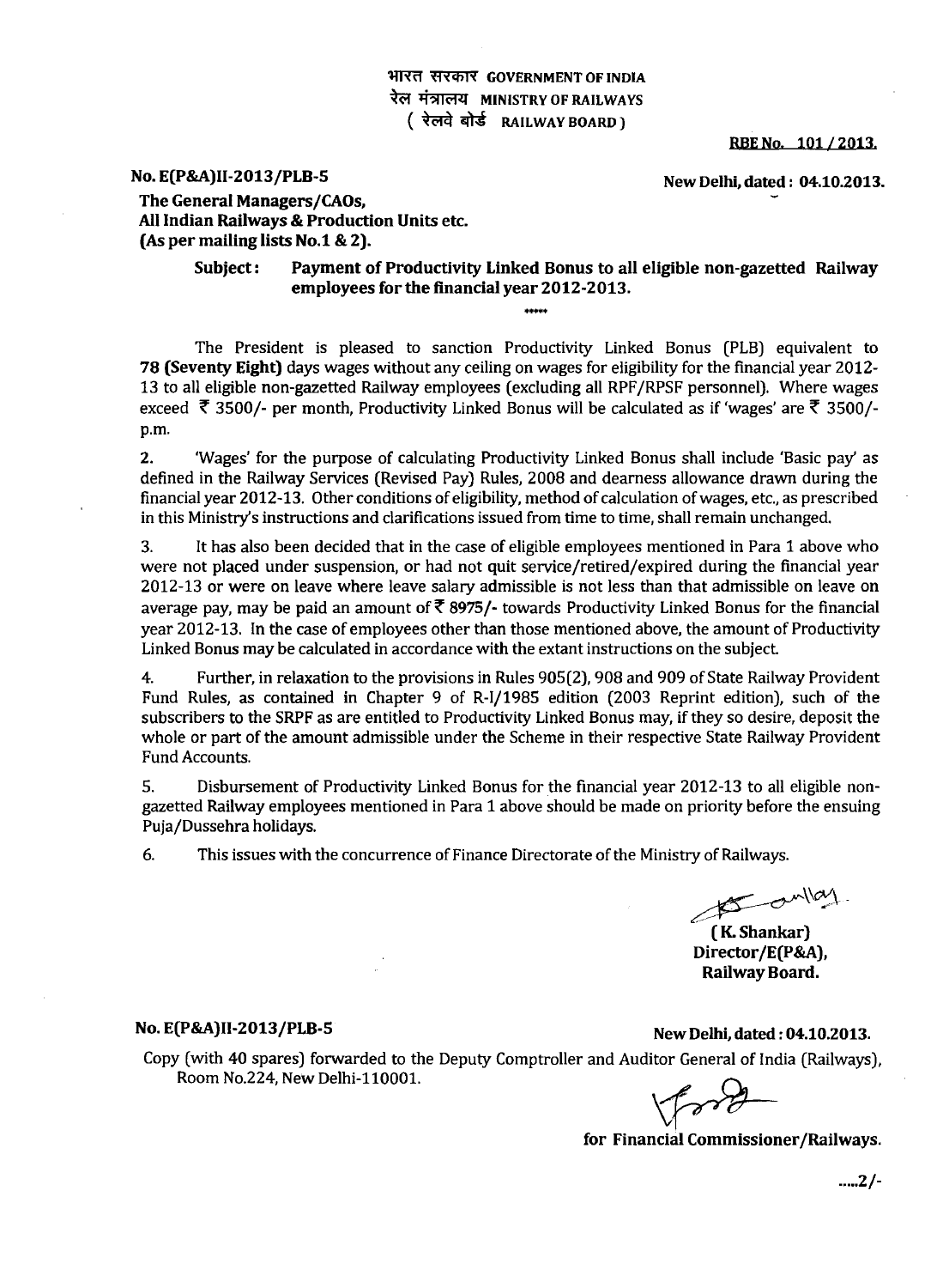भारत सरकार GOVERNMENT OF INDIA
रेल मंत्रालय MINISTRY OF RAILWAYS
( रेलवे बोर्ड RAILWAY BOARD )

**RBE No. 101 / 2013.**

**No. E(P&A)II-2013/PLB-5** **New Delhi, dated : 04.10.2013.**

**The General Managers/CAOs,**
**All Indian Railways & Production Units etc.**
**(As per mailing lists No.1 & 2).**

**Subject: Payment of Productivity Linked Bonus to all eligible non-gazetted Railway employees for the financial year 2012-2013.**

\*\*\*\*\*

The President is pleased to sanction Productivity Linked Bonus (PLB) equivalent to **78 (Seventy Eight)** days wages without any ceiling on wages for eligibility for the financial year 2012-13 to all eligible non-gazetted Railway employees (excluding all RPF/RPSF personnel). Where wages exceed ₹ 3500/- per month, Productivity Linked Bonus will be calculated as if 'wages' are ₹ 3500/- p.m.

2. 'Wages' for the purpose of calculating Productivity Linked Bonus shall include 'Basic pay' as defined in the Railway Services (Revised Pay) Rules, 2008 and dearness allowance drawn during the financial year 2012-13. Other conditions of eligibility, method of calculation of wages, etc., as prescribed in this Ministry's instructions and clarifications issued from time to time, shall remain unchanged.

3. It has also been decided that in the case of eligible employees mentioned in Para 1 above who were not placed under suspension, or had not quit service/retired/expired during the financial year 2012-13 or were on leave where leave salary admissible is not less than that admissible on leave on average pay, may be paid an amount of **₹ 8975/-** towards Productivity Linked Bonus for the financial year 2012-13. In the case of employees other than those mentioned above, the amount of Productivity Linked Bonus may be calculated in accordance with the extant instructions on the subject.

4. Further, in relaxation to the provisions in Rules 905(2), 908 and 909 of State Railway Provident Fund Rules, as contained in Chapter 9 of R-I/1985 edition (2003 Reprint edition), such of the subscribers to the SRPF as are entitled to Productivity Linked Bonus may, if they so desire, deposit the whole or part of the amount admissible under the Scheme in their respective State Railway Provident Fund Accounts.

5. Disbursement of Productivity Linked Bonus for the financial year 2012-13 to all eligible non-gazetted Railway employees mentioned in Para 1 above should be made on priority before the ensuing Puja/Dussehra holidays.

6. This issues with the concurrence of Finance Directorate of the Ministry of Railways.

**(K. Shankar)**
**Director/E(P&A),**
**Railway Board.**

**No. E(P&A)II-2013/PLB-5** **New Delhi, dated : 04.10.2013.**

Copy (with 40 spares) forwarded to the Deputy Comptroller and Auditor General of India (Railways), Room No.224, New Delhi-110001.

**for Financial Commissioner/Railways.**

.....2/-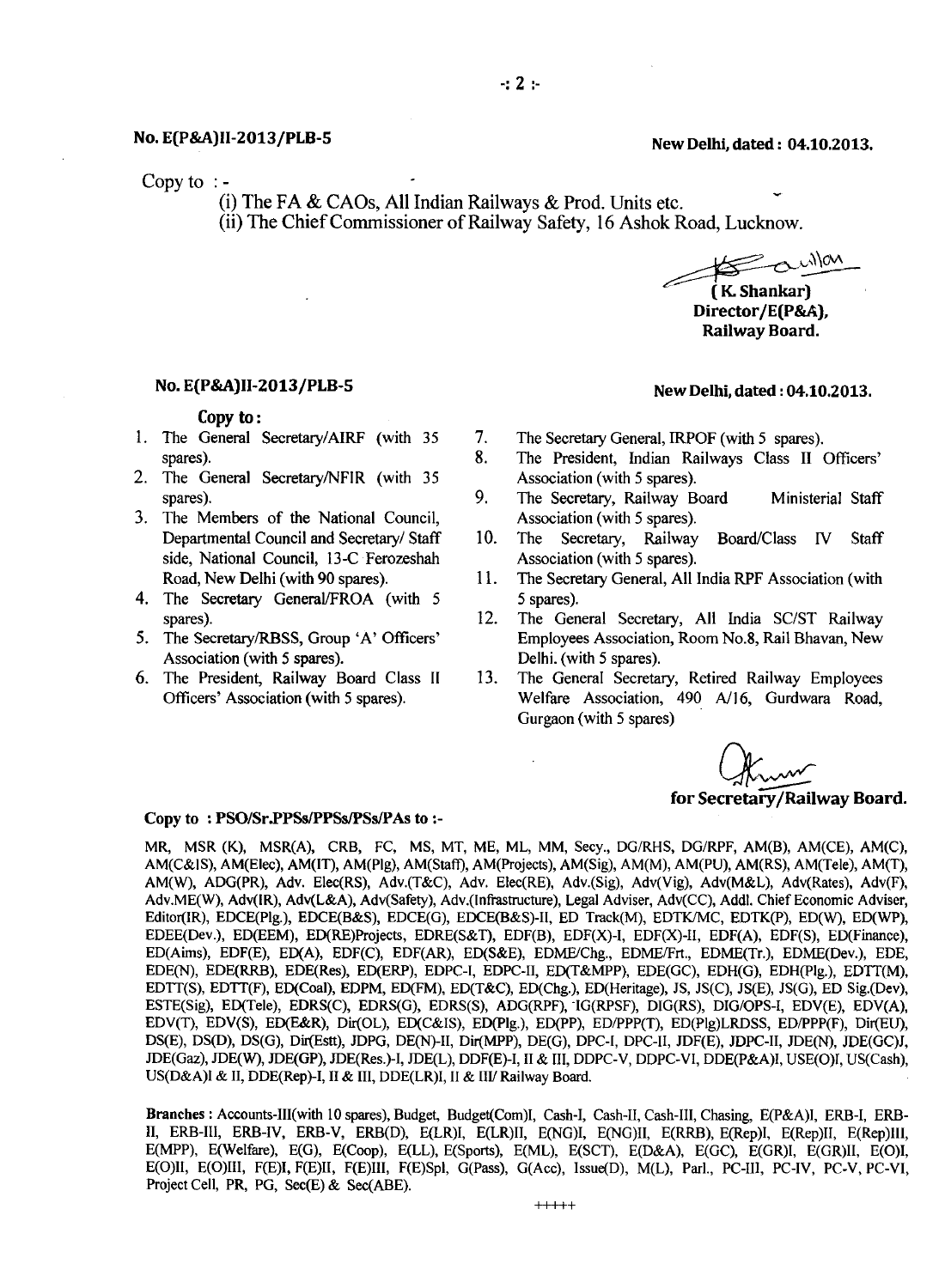**No. E(P&A)II-2013/PLB-5** **New Delhi, dated : 04.10.2013.**

Copy to : -

(i) The FA & CAOs, All Indian Railways & Prod. Units etc.
(ii) The Chief Commissioner of Railway Safety, 16 Ashok Road, Lucknow.

**( K. Shankar)**
**Director/E(P&A),**
**Railway Board.**

**No. E(P&A)II-2013/PLB-5** **New Delhi, dated : 04.10.2013.**

**Copy to :**

1. The General Secretary/AIRF (with 35 spares).
2. The General Secretary/NFIR (with 35 spares).
3. The Members of the National Council, Departmental Council and Secretary/ Staff side, National Council, 13-C Ferozeshah Road, New Delhi (with 90 spares).
4. The Secretary General/FROA (with 5 spares).
5. The Secretary/RBSS, Group 'A' Officers' Association (with 5 spares).
6. The President, Railway Board Class II Officers' Association (with 5 spares).
7. The Secretary General, IRPOF (with 5 spares).
8. The President, Indian Railways Class II Officers' Association (with 5 spares).
9. The Secretary, Railway Board Ministerial Staff Association (with 5 spares).
10. The Secretary, Railway Board/Class IV Staff Association (with 5 spares).
11. The Secretary General, All India RPF Association (with 5 spares).
12. The General Secretary, All India SC/ST Railway Employees Association, Room No.8, Rail Bhavan, New Delhi. (with 5 spares).
13. The General Secretary, Retired Railway Employees Welfare Association, 490 A/16, Gurdwara Road, Gurgaon (with 5 spares)

**for Secretary/Railway Board.**

**Copy to : PSO/Sr.PPSs/PPSs/PSs/PAs to :-**

MR, MSR (K), MSR(A), CRB, FC, MS, MT, ME, ML, MM, Secy., DG/RHS, DG/RPF, AM(B), AM(CE), AM(C), AM(C&IS), AM(Elec), AM(IT), AM(Plg), AM(Staff), AM(Projects), AM(Sig), AM(M), AM(PU), AM(RS), AM(Tele), AM(T), AM(W), ADG(PR), Adv. Elec(RS), Adv.(T&C), Adv. Elec(RE), Adv.(Sig), Adv(Vig), Adv(M&L), Adv(Rates), Adv(F), Adv.ME(W), Adv(IR), Adv(L&A), Adv(Safety), Adv.(Infrastructure), Legal Adviser, Adv(CC), Addl. Chief Economic Adviser, Editor(IR), EDCE(Plg.), EDCE(B&S), EDCE(G), EDCE(B&S)-II, ED Track(M), EDTK/MC, EDTK(P), ED(W), ED(WP), EDEE(Dev.), ED(EEM), ED(RE)Projects, EDRE(S&T), EDF(B), EDF(X)-I, EDF(X)-II, EDF(A), EDF(S), ED(Finance), ED(Aims), EDF(E), ED(A), EDF(C), EDF(AR), ED(S&E), EDME/Chg., EDME/Frt., EDME(Tr.), EDME(Dev.), EDE, EDE(N), EDE(RRB), EDE(Res), ED(ERP), EDPC-I, EDPC-II, ED(T&MPP), EDE(GC), EDH(G), EDH(Plg.), EDTT(M), EDTT(S), EDTT(F), ED(Coal), EDPM, ED(FM), ED(T&C), ED(Chg.), ED(Heritage), JS, JS(C), JS(E), JS(G), ED Sig.(Dev), ESTE(Sig), ED(Tele), EDRS(C), EDRS(G), EDRS(S), ADG(RPF), IG(RPSF), DIG(RS), DIG/OPS-I, EDV(E), EDV(A), EDV(T), EDV(S), ED(E&R), Dir(OL), ED(C&IS), ED(Plg.), ED(PP), ED/PPP(T), ED(Plg)LRDSS, ED/PPP(F), Dir(EU), DS(E), DS(D), DS(G), Dir(Estt), JDPG, DE(N)-II, Dir(MPP), DE(G), DPC-I, DPC-II, JDF(E), JDPC-II, JDE(N), JDE(GC)J, JDE(Gaz), JDE(W), JDE(GP), JDE(Res.)-I, JDE(L), DDF(E)-I, II & III, DDPC-V, DDPC-VI, DDE(P&A)I, USE(O)I, US(Cash), US(D&A)I & II, DDE(Rep)-I, II & III, DDE(LR)I, II & III/ Railway Board.

**Branches :** Accounts-III(with 10 spares), Budget, Budget(Com)I, Cash-I, Cash-II, Cash-III, Chasing, E(P&A)I, ERB-I, ERB-II, ERB-III, ERB-IV, ERB-V, ERB(D), E(LR)I, E(LR)II, E(NG)I, E(NG)II, E(RRB), E(Rep)I, E(Rep)II, E(Rep)III, E(MPP), E(Welfare), E(G), E(Coop), E(LL), E(Sports), E(ML), E(SCT), E(D&A), E(GC), E(GR)I, E(GR)II, E(O)I, E(O)II, E(O)III, F(E)I, F(E)II, F(E)III, F(E)Spl, G(Pass), G(Acc), Issue(D), M(L), Parl., PC-III, PC-IV, PC-V, PC-VI, Project Cell, PR, PG, Sec(E) & Sec(ABE).

+++++